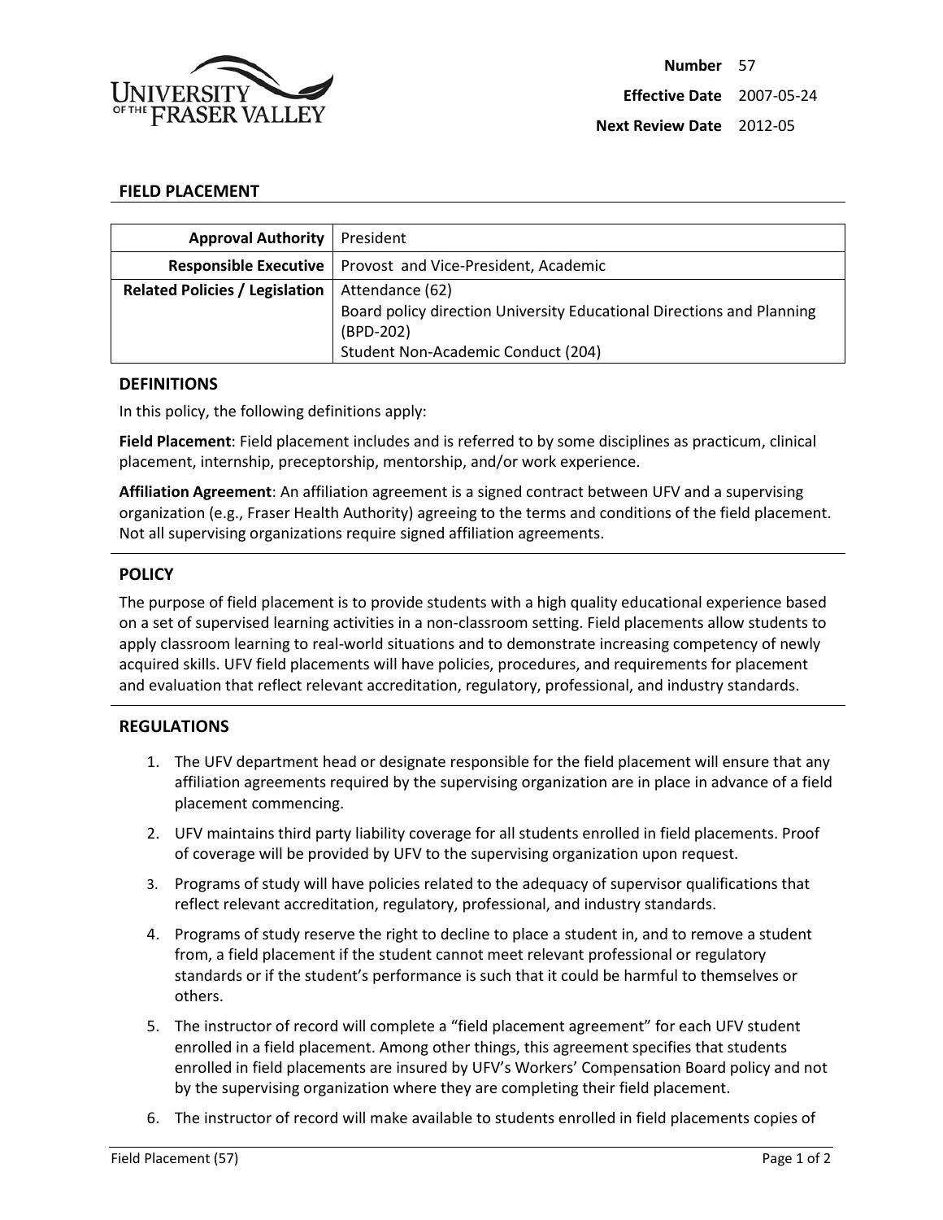Number 57

Effective Date 2007-05-24

Next Review Date 2012-05

# FIELD PLACEMENT

| | |
|---|---|
| **Approval Authority** | President |
| **Responsible Executive** | Provost and Vice-President, Academic |
| **Related Policies / Legislation** | Attendance (62)<br>Board policy direction University Educational Directions and Planning (BPD-202)<br>Student Non-Academic Conduct (204) |

## DEFINITIONS

In this policy, the following definitions apply:

**Field Placement**: Field placement includes and is referred to by some disciplines as practicum, clinical placement, internship, preceptorship, mentorship, and/or work experience.

**Affiliation Agreement**: An affiliation agreement is a signed contract between UFV and a supervising organization (e.g., Fraser Health Authority) agreeing to the terms and conditions of the field placement. Not all supervising organizations require signed affiliation agreements.

## POLICY

The purpose of field placement is to provide students with a high quality educational experience based on a set of supervised learning activities in a non-classroom setting. Field placements allow students to apply classroom learning to real-world situations and to demonstrate increasing competency of newly acquired skills. UFV field placements will have policies, procedures, and requirements for placement and evaluation that reflect relevant accreditation, regulatory, professional, and industry standards.

## REGULATIONS

1. The UFV department head or designate responsible for the field placement will ensure that any affiliation agreements required by the supervising organization are in place in advance of a field placement commencing.
2. UFV maintains third party liability coverage for all students enrolled in field placements. Proof of coverage will be provided by UFV to the supervising organization upon request.
3. Programs of study will have policies related to the adequacy of supervisor qualifications that reflect relevant accreditation, regulatory, professional, and industry standards.
4. Programs of study reserve the right to decline to place a student in, and to remove a student from, a field placement if the student cannot meet relevant professional or regulatory standards or if the student's performance is such that it could be harmful to themselves or others.
5. The instructor of record will complete a "field placement agreement" for each UFV student enrolled in a field placement. Among other things, this agreement specifies that students enrolled in field placements are insured by UFV's Workers' Compensation Board policy and not by the supervising organization where they are completing their field placement.
6. The instructor of record will make available to students enrolled in field placements copies of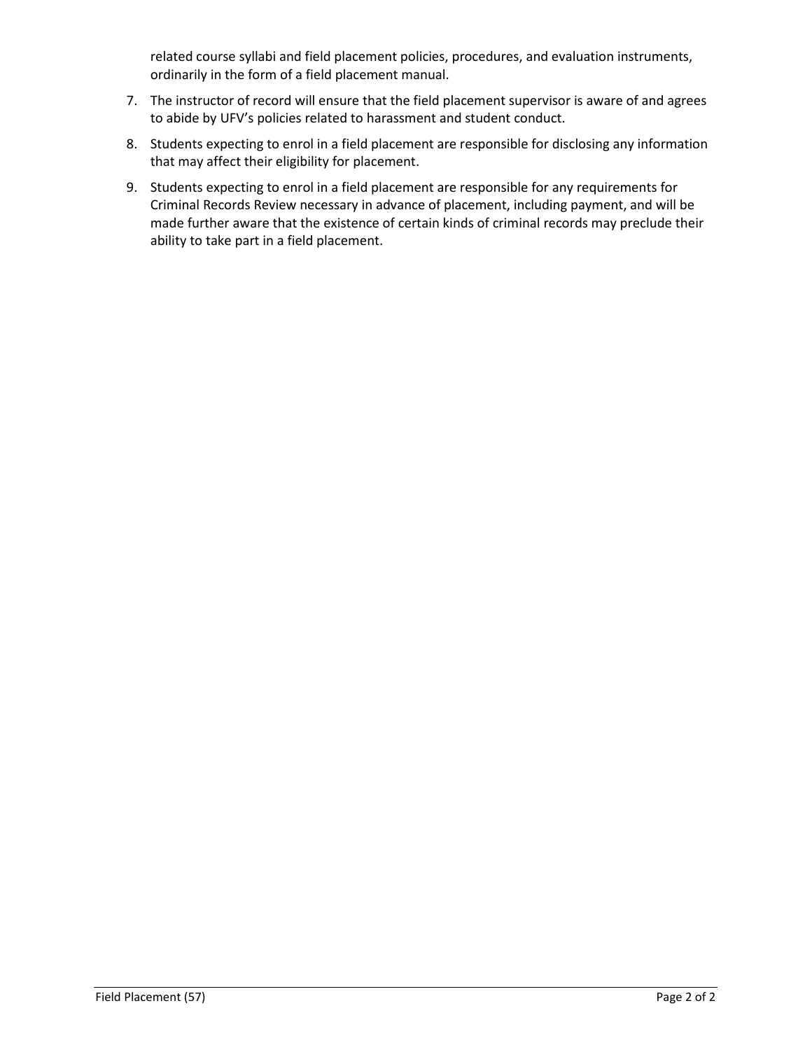related course syllabi and field placement policies, procedures, and evaluation instruments, ordinarily in the form of a field placement manual.

7. The instructor of record will ensure that the field placement supervisor is aware of and agrees to abide by UFV's policies related to harassment and student conduct.
8. Students expecting to enrol in a field placement are responsible for disclosing any information that may affect their eligibility for placement.
9. Students expecting to enrol in a field placement are responsible for any requirements for Criminal Records Review necessary in advance of placement, including payment, and will be made further aware that the existence of certain kinds of criminal records may preclude their ability to take part in a field placement.